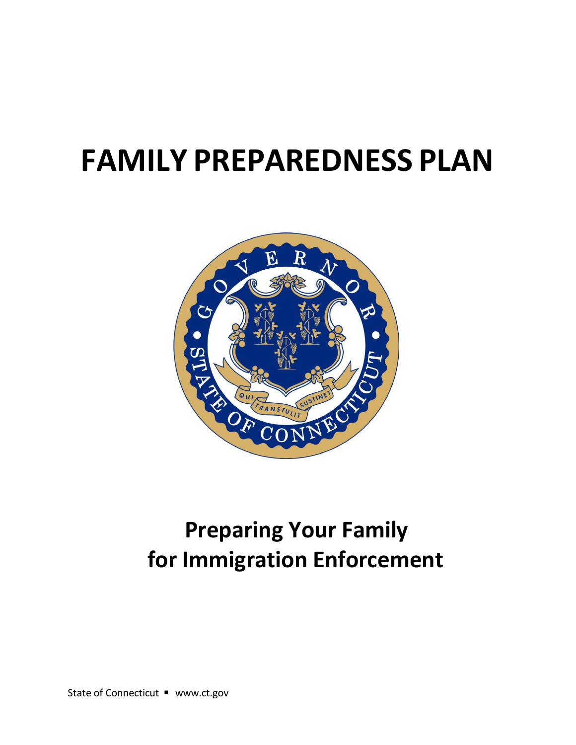# FAMILY PREPAREDNESS PLAN

## Preparing Your Family for Immigration Enforcement

State of Connecticut ▪ www.ct.gov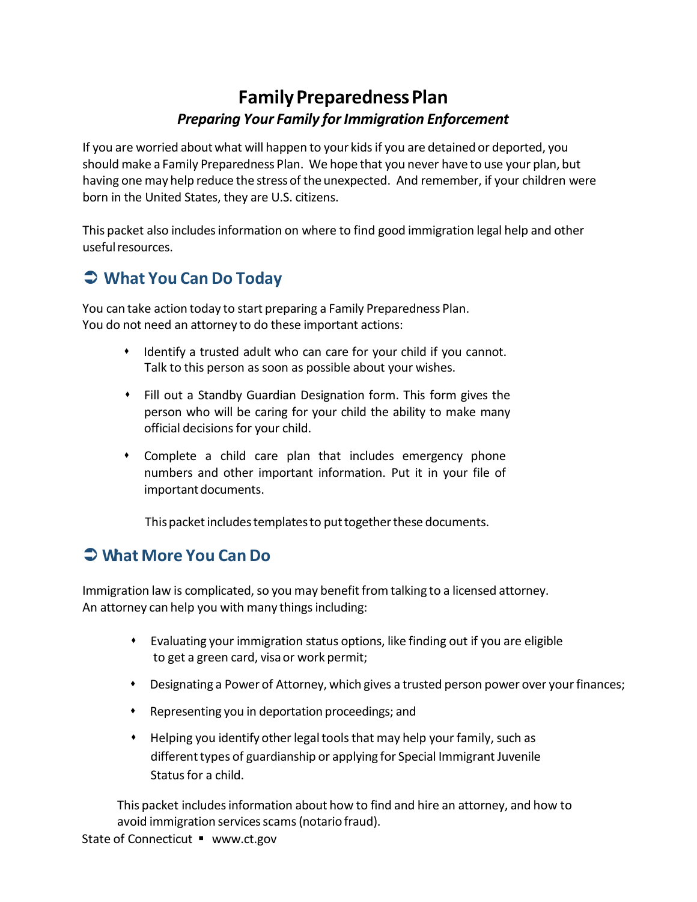# Family Preparedness Plan

***Preparing Your Family for Immigration Enforcement***

If you are worried about what will happen to your kids if you are detained or deported, you should make a Family Preparedness Plan. We hope that you never have to use your plan, but having one may help reduce the stress of the unexpected. And remember, if your children were born in the United States, they are U.S. citizens.

This packet also includes information on where to find good immigration legal help and other useful resources.

## ➲ What You Can Do Today

You can take action today to start preparing a Family Preparedness Plan.
You do not need an attorney to do these important actions:

- Identify a trusted adult who can care for your child if you cannot. Talk to this person as soon as possible about your wishes.
- Fill out a Standby Guardian Designation form. This form gives the person who will be caring for your child the ability to make many official decisions for your child.
- Complete a child care plan that includes emergency phone numbers and other important information. Put it in your file of important documents.

This packet includes templates to put together these documents.

## ➲ What More You Can Do

Immigration law is complicated, so you may benefit from talking to a licensed attorney.
An attorney can help you with many things including:

- Evaluating your immigration status options, like finding out if you are eligible to get a green card, visa or work permit;
- Designating a Power of Attorney, which gives a trusted person power over your finances;
- Representing you in deportation proceedings; and
- Helping you identify other legal tools that may help your family, such as different types of guardianship or applying for Special Immigrant Juvenile Status for a child.

This packet includes information about how to find and hire an attorney, and how to avoid immigration services scams (notario fraud).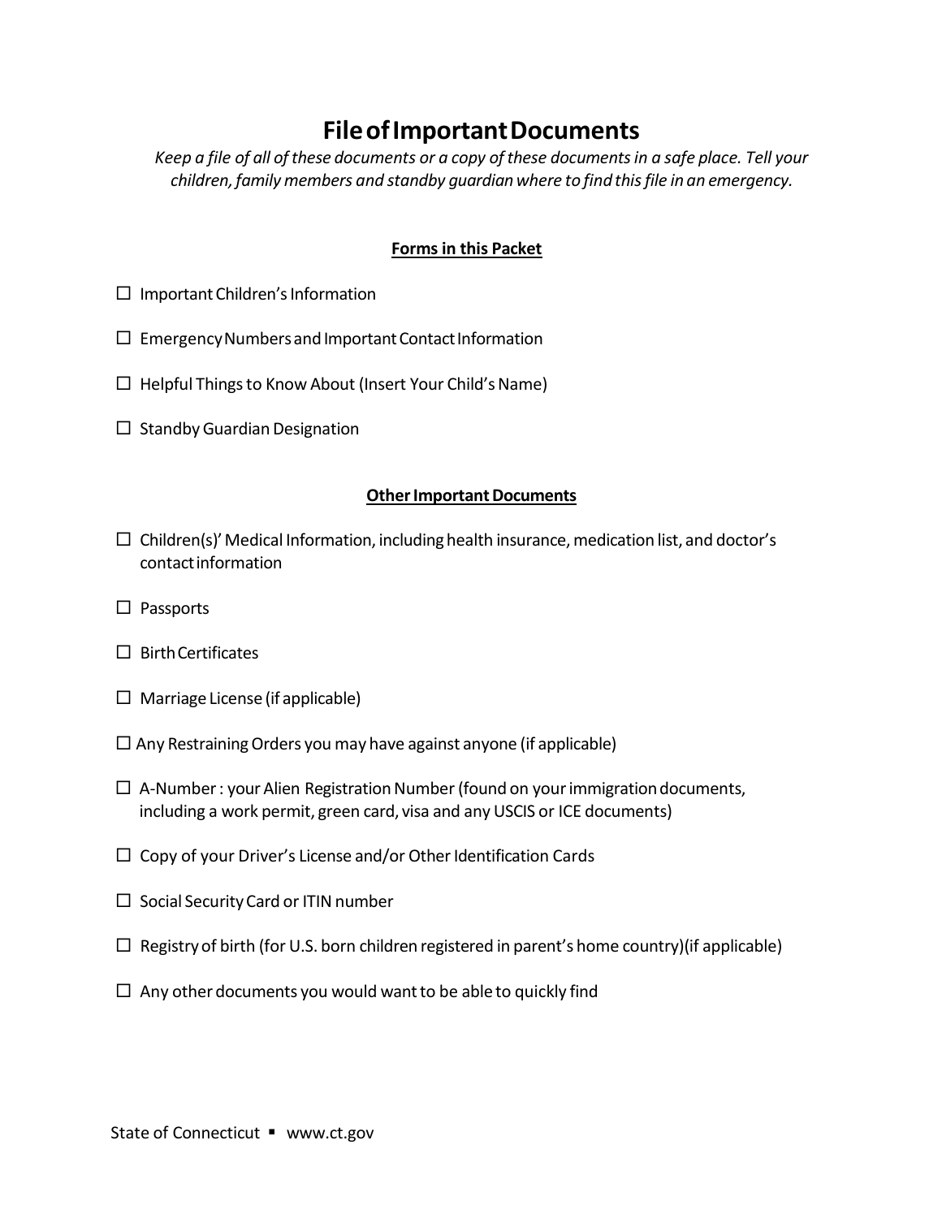# File of Important Documents

*Keep a file of all of these documents or a copy of these documents in a safe place. Tell your children, family members and standby guardian where to find this file in an emergency.*

**<u>Forms in this Packet</u>**

- ☐ Important Children's Information
- ☐ Emergency Numbers and Important Contact Information
- ☐ Helpful Things to Know About (Insert Your Child's Name)
- ☐ Standby Guardian Designation

**<u>Other Important Documents</u>**

- ☐ Children(s)' Medical Information, including health insurance, medication list, and doctor's contact information
- ☐ Passports
- ☐ Birth Certificates
- ☐ Marriage License (if applicable)
- ☐ Any Restraining Orders you may have against anyone (if applicable)
- ☐ A-Number : your Alien Registration Number (found on your immigration documents, including a work permit, green card, visa and any USCIS or ICE documents)
- ☐ Copy of your Driver's License and/or Other Identification Cards
- ☐ Social Security Card or ITIN number
- ☐ Registry of birth (for U.S. born children registered in parent's home country)(if applicable)
- ☐ Any other documents you would want to be able to quickly find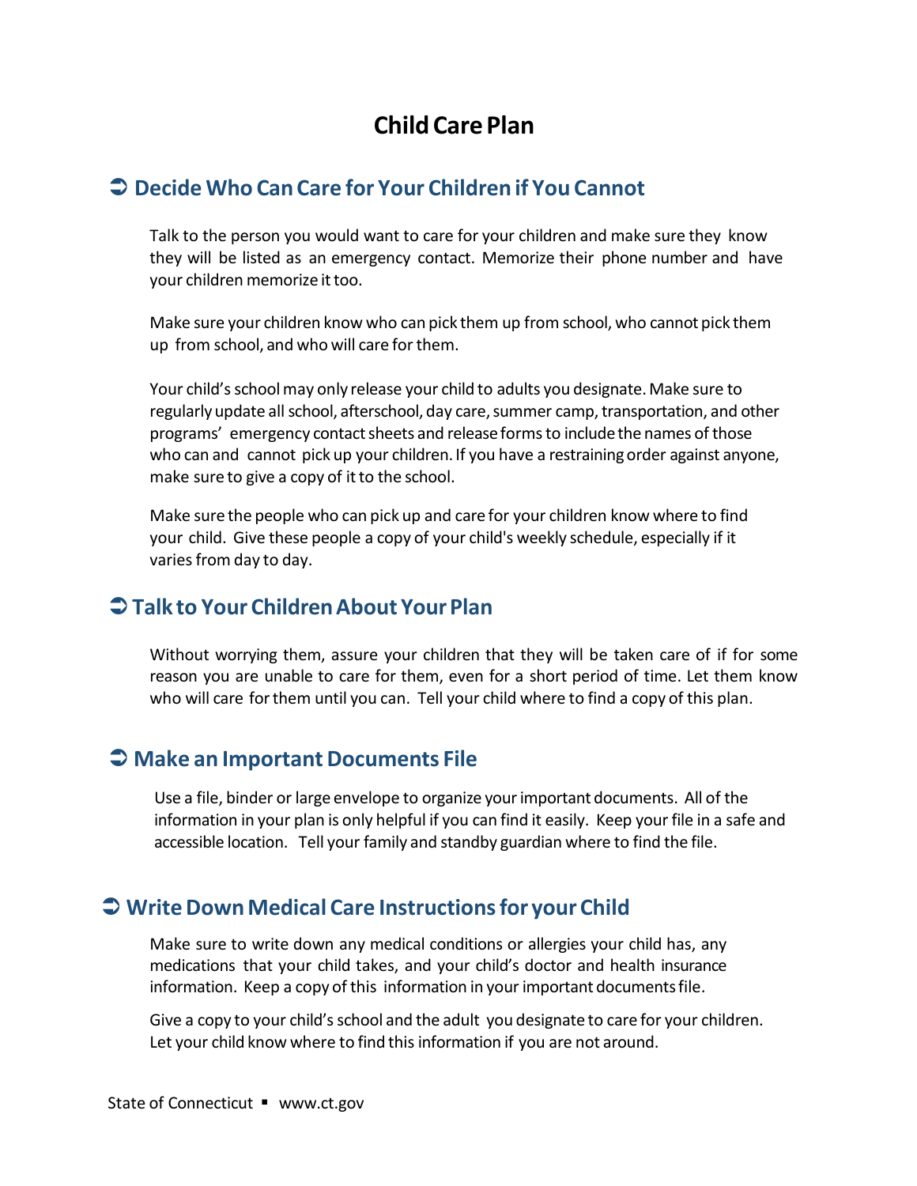# Child Care Plan

## ➲ Decide Who Can Care for Your Children if You Cannot

Talk to the person you would want to care for your children and make sure they know they will be listed as an emergency contact. Memorize their phone number and have your children memorize it too.

Make sure your children know who can pick them up from school, who cannot pick them up from school, and who will care for them.

Your child's school may only release your child to adults you designate. Make sure to regularly update all school, afterschool, day care, summer camp, transportation, and other programs' emergency contact sheets and release forms to include the names of those who can and cannot pick up your children. If you have a restraining order against anyone, make sure to give a copy of it to the school.

Make sure the people who can pick up and care for your children know where to find your child. Give these people a copy of your child's weekly schedule, especially if it varies from day to day.

## ➲ Talk to Your Children About Your Plan

Without worrying them, assure your children that they will be taken care of if for some reason you are unable to care for them, even for a short period of time. Let them know who will care for them until you can. Tell your child where to find a copy of this plan.

## ➲ Make an Important Documents File

Use a file, binder or large envelope to organize your important documents. All of the information in your plan is only helpful if you can find it easily. Keep your file in a safe and accessible location. Tell your family and standby guardian where to find the file.

## ➲ Write Down Medical Care Instructions for your Child

Make sure to write down any medical conditions or allergies your child has, any medications that your child takes, and your child's doctor and health insurance information. Keep a copy of this information in your important documents file.

Give a copy to your child's school and the adult you designate to care for your children. Let your child know where to find this information if you are not around.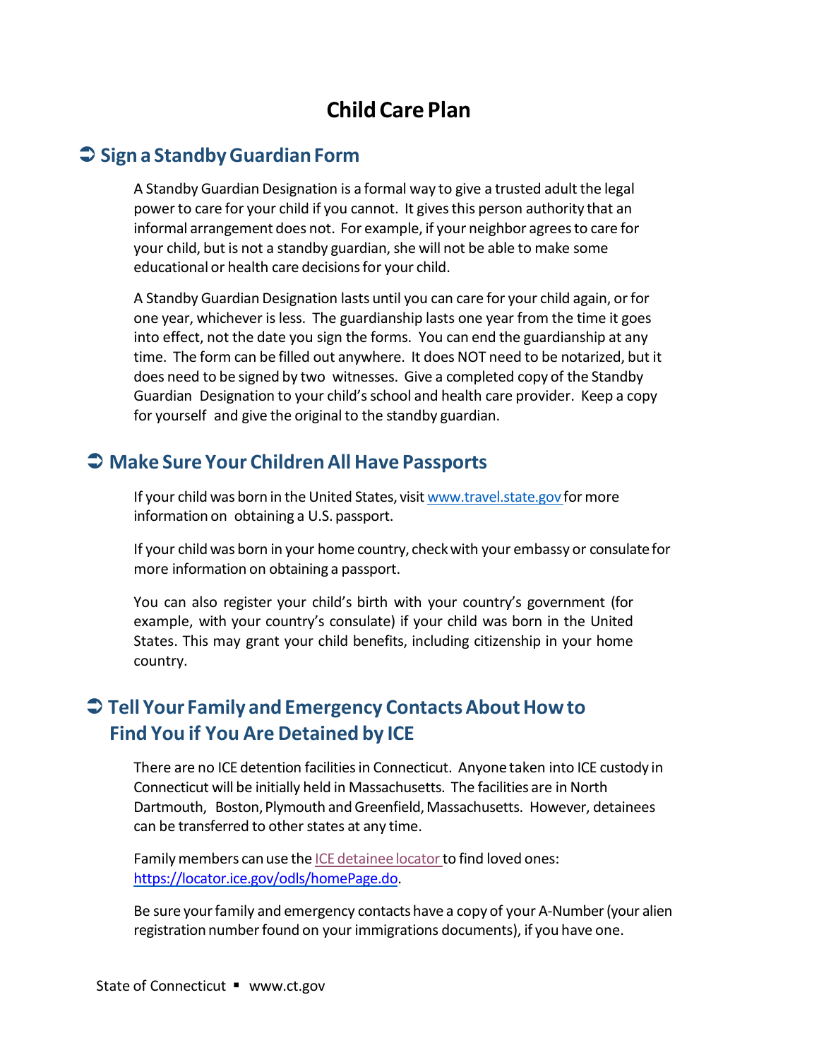# Child Care Plan

## ➲ Sign a Standby Guardian Form

A Standby Guardian Designation is a formal way to give a trusted adult the legal power to care for your child if you cannot. It gives this person authority that an informal arrangement does not. For example, if your neighbor agrees to care for your child, but is not a standby guardian, she will not be able to make some educational or health care decisions for your child.

A Standby Guardian Designation lasts until you can care for your child again, or for one year, whichever is less. The guardianship lasts one year from the time it goes into effect, not the date you sign the forms. You can end the guardianship at any time. The form can be filled out anywhere. It does NOT need to be notarized, but it does need to be signed by two witnesses. Give a completed copy of the Standby Guardian Designation to your child's school and health care provider. Keep a copy for yourself and give the original to the standby guardian.

## ➲ Make Sure Your Children All Have Passports

If your child was born in the United States, visit [www.travel.state.gov](www.travel.state.gov) for more information on obtaining a U.S. passport.

If your child was born in your home country, check with your embassy or consulate for more information on obtaining a passport.

You can also register your child's birth with your country's government (for example, with your country's consulate) if your child was born in the United States. This may grant your child benefits, including citizenship in your home country.

## ➲ Tell Your Family and Emergency Contacts About How to Find You if You Are Detained by ICE

There are no ICE detention facilities in Connecticut. Anyone taken into ICE custody in Connecticut will be initially held in Massachusetts. The facilities are in North Dartmouth, Boston, Plymouth and Greenfield, Massachusetts. However, detainees can be transferred to other states at any time.

Family members can use the ICE detainee locator to find loved ones: [https://locator.ice.gov/odls/homePage.do](https://locator.ice.gov/odls/homePage.do).

Be sure your family and emergency contacts have a copy of your A-Number (your alien registration number found on your immigrations documents), if you have one.

State of Connecticut ▪ www.ct.gov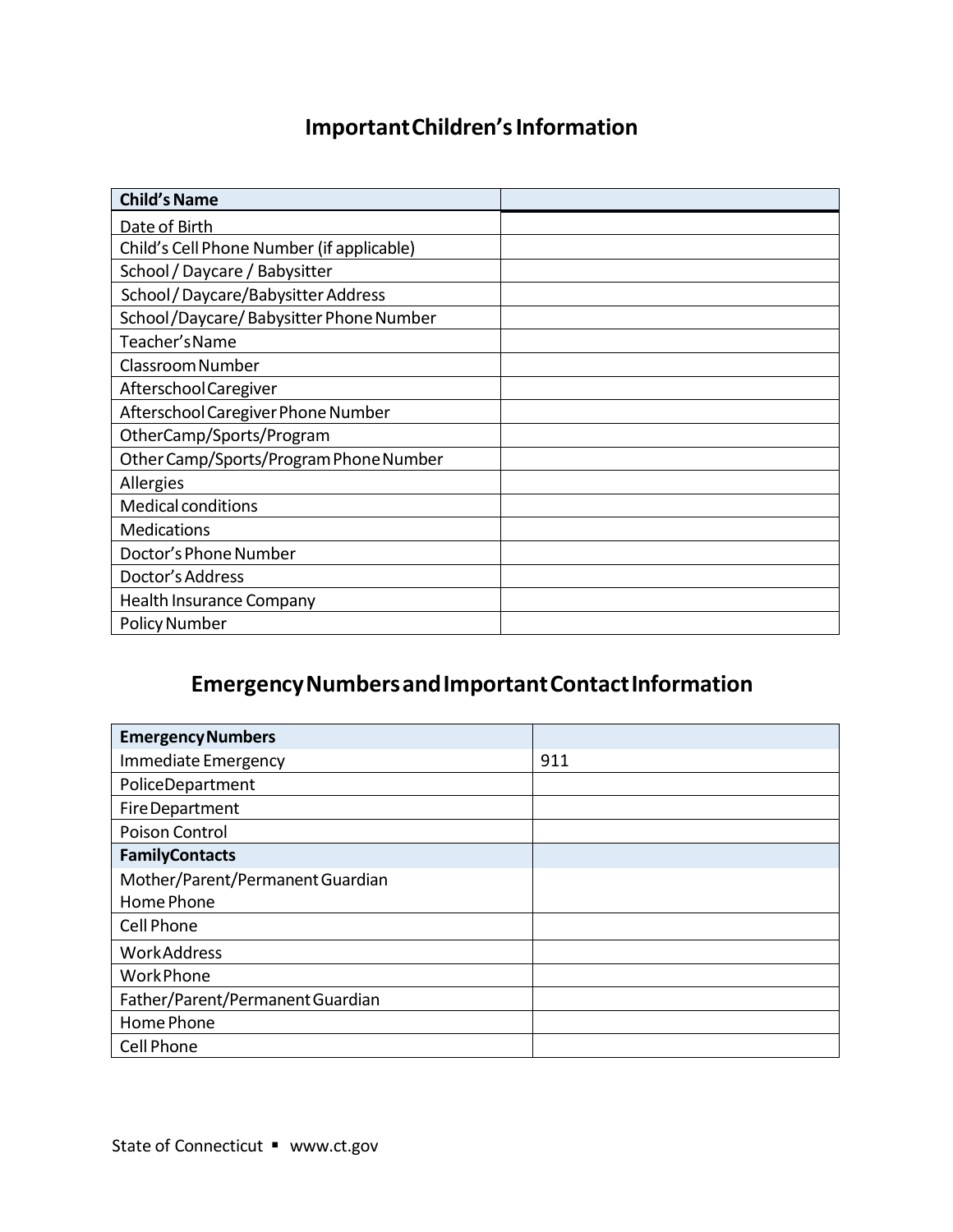# Important Children's Information

| Child's Name | |
|---|---|
| Date of Birth | |
| Child's Cell Phone Number (if applicable) | |
| School / Daycare / Babysitter | |
| School / Daycare/Babysitter Address | |
| School /Daycare/ Babysitter Phone Number | |
| Teacher's Name | |
| Classroom Number | |
| Afterschool Caregiver | |
| Afterschool Caregiver Phone Number | |
| Other Camp/Sports/Program | |
| Other Camp/Sports/Program Phone Number | |
| Allergies | |
| Medical conditions | |
| Medications | |
| Doctor's Phone Number | |
| Doctor's Address | |
| Health Insurance Company | |
| Policy Number | |

# Emergency Numbers and Important Contact Information

| Emergency Numbers | |
|---|---|
| Immediate Emergency | 911 |
| Police Department | |
| Fire Department | |
| Poison Control | |
| **Family Contacts** | |
| Mother/Parent/Permanent Guardian<br>Home Phone | |
| Cell Phone | |
| Work Address | |
| Work Phone | |
| Father/Parent/Permanent Guardian | |
| Home Phone | |
| Cell Phone | |

State of Connecticut ▪ www.ct.gov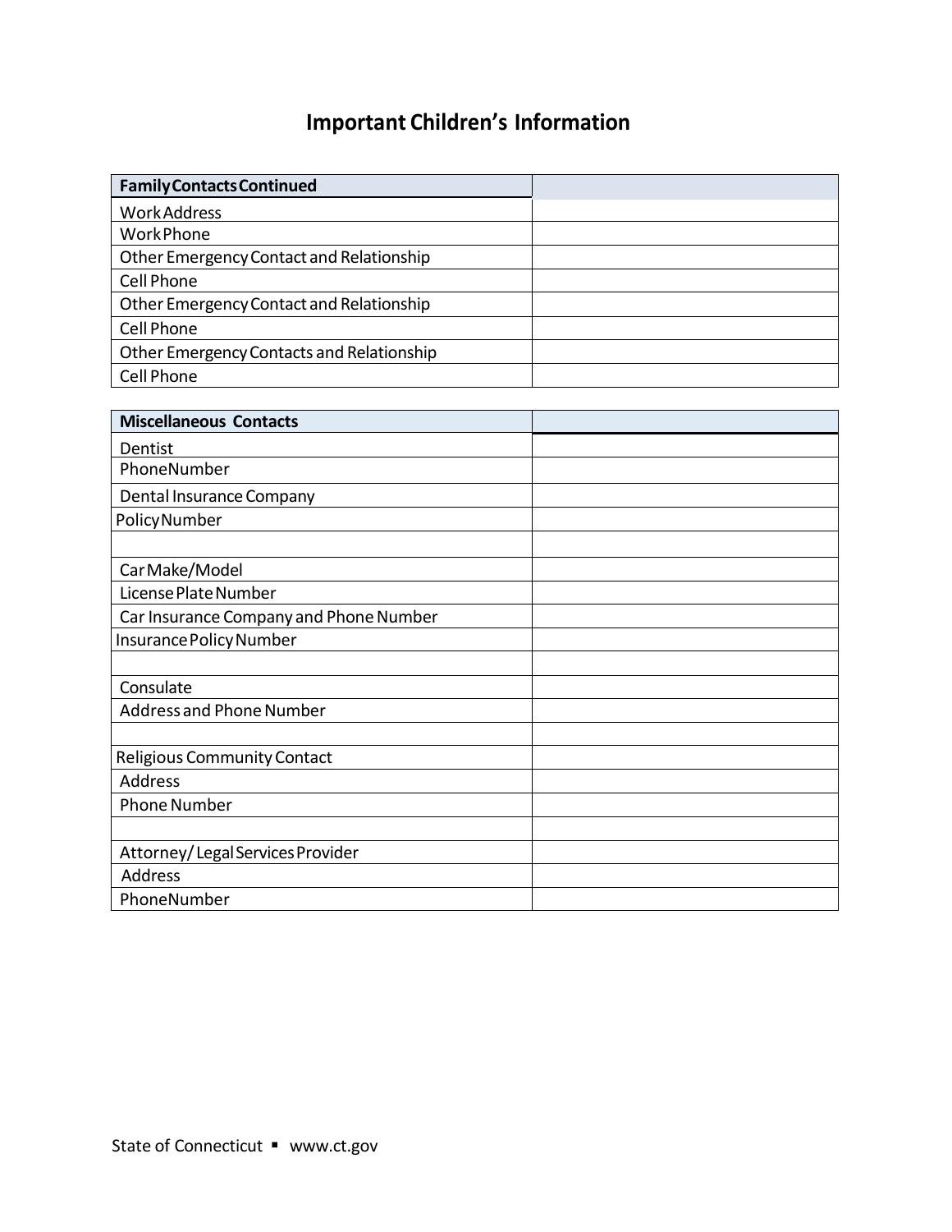# Important Children's Information

| Family Contacts Continued | |
|---|---|
| Work Address | |
| Work Phone | |
| Other Emergency Contact and Relationship | |
| Cell Phone | |
| Other Emergency Contact and Relationship | |
| Cell Phone | |
| Other Emergency Contacts and Relationship | |
| Cell Phone | |

| Miscellaneous Contacts | |
|---|---|
| Dentist | |
| PhoneNumber | |
| Dental Insurance Company | |
| Policy Number | |
| | |
| Car Make/Model | |
| License Plate Number | |
| Car Insurance Company and Phone Number | |
| Insurance Policy Number | |
| | |
| Consulate | |
| Address and Phone Number | |
| | |
| Religious Community Contact | |
| Address | |
| Phone Number | |
| | |
| Attorney/ Legal Services Provider | |
| Address | |
| PhoneNumber | |

State of Connecticut ▪ www.ct.gov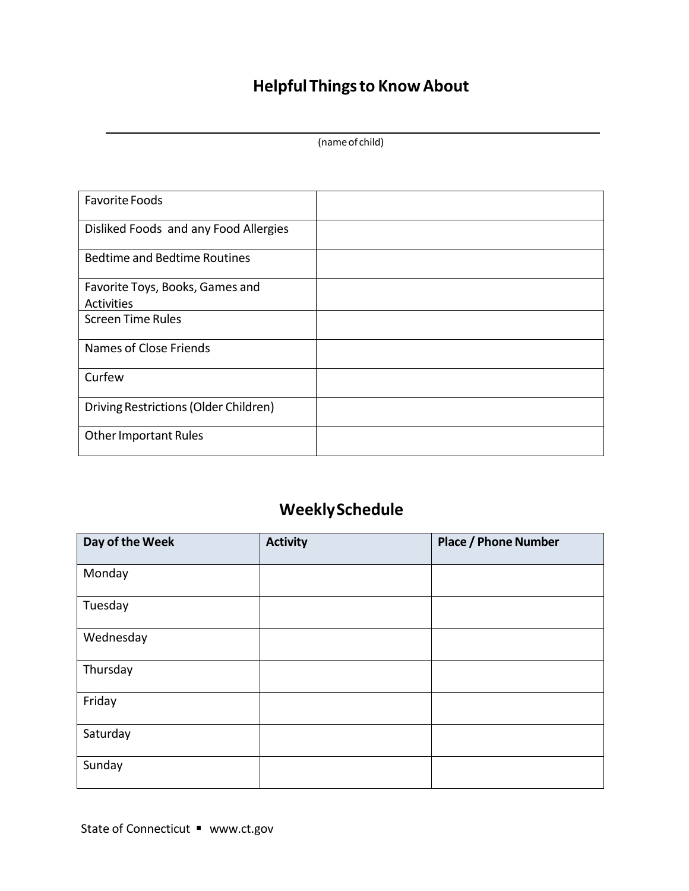# Helpful Things to Know About

_______________________________________________

(name of child)

| | |
|---|---|
| Favorite Foods | |
| Disliked Foods and any Food Allergies | |
| Bedtime and Bedtime Routines | |
| Favorite Toys, Books, Games and Activities | |
| Screen Time Rules | |
| Names of Close Friends | |
| Curfew | |
| Driving Restrictions (Older Children) | |
| Other Important Rules | |

## Weekly Schedule

| Day of the Week | Activity | Place / Phone Number |
|---|---|---|
| Monday | | |
| Tuesday | | |
| Wednesday | | |
| Thursday | | |
| Friday | | |
| Saturday | | |
| Sunday | | |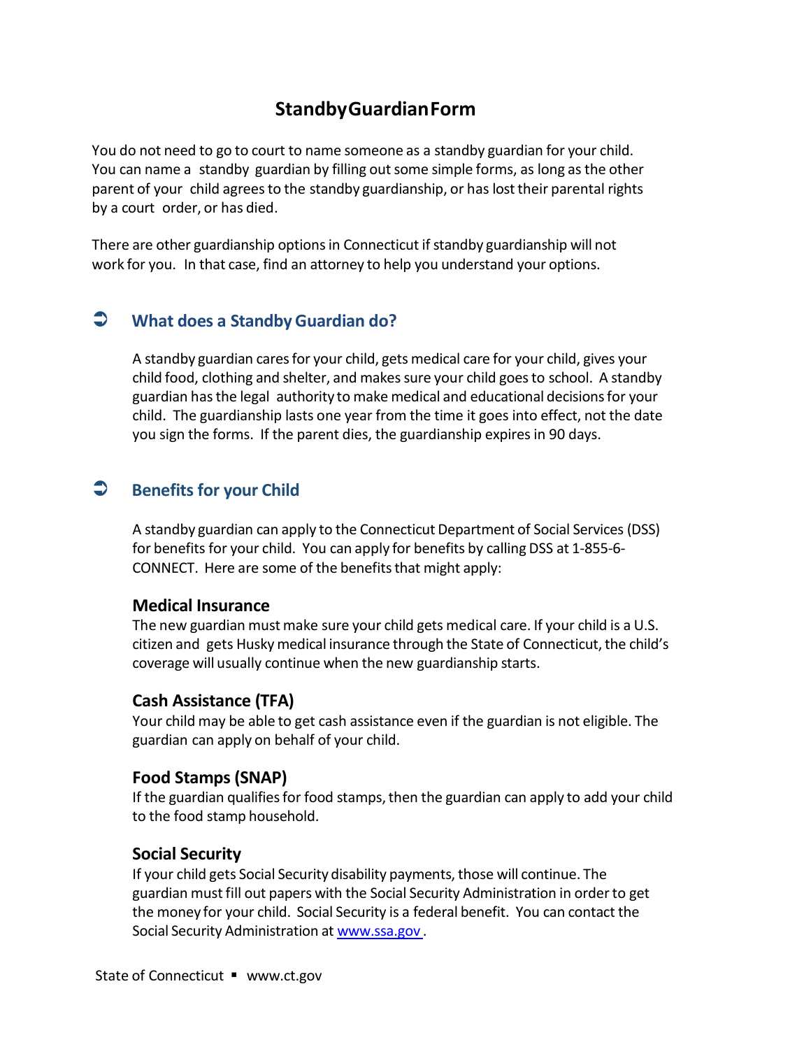# Standby Guardian Form

You do not need to go to court to name someone as a standby guardian for your child. You can name a standby guardian by filling out some simple forms, as long as the other parent of your child agrees to the standby guardianship, or has lost their parental rights by a court order, or has died.

There are other guardianship options in Connecticut if standby guardianship will not work for you. In that case, find an attorney to help you understand your options.

## What does a Standby Guardian do?

A standby guardian cares for your child, gets medical care for your child, gives your child food, clothing and shelter, and makes sure your child goes to school. A standby guardian has the legal authority to make medical and educational decisions for your child. The guardianship lasts one year from the time it goes into effect, not the date you sign the forms. If the parent dies, the guardianship expires in 90 days.

## Benefits for your Child

A standby guardian can apply to the Connecticut Department of Social Services (DSS) for benefits for your child. You can apply for benefits by calling DSS at 1-855-6-CONNECT. Here are some of the benefits that might apply:

### Medical Insurance

The new guardian must make sure your child gets medical care. If your child is a U.S. citizen and gets Husky medical insurance through the State of Connecticut, the child's coverage will usually continue when the new guardianship starts.

### Cash Assistance (TFA)

Your child may be able to get cash assistance even if the guardian is not eligible. The guardian can apply on behalf of your child.

### Food Stamps (SNAP)

If the guardian qualifies for food stamps, then the guardian can apply to add your child to the food stamp household.

### Social Security

If your child gets Social Security disability payments, those will continue. The guardian must fill out papers with the Social Security Administration in order to get the money for your child. Social Security is a federal benefit. You can contact the Social Security Administration at [www.ssa.gov](http://www.ssa.gov).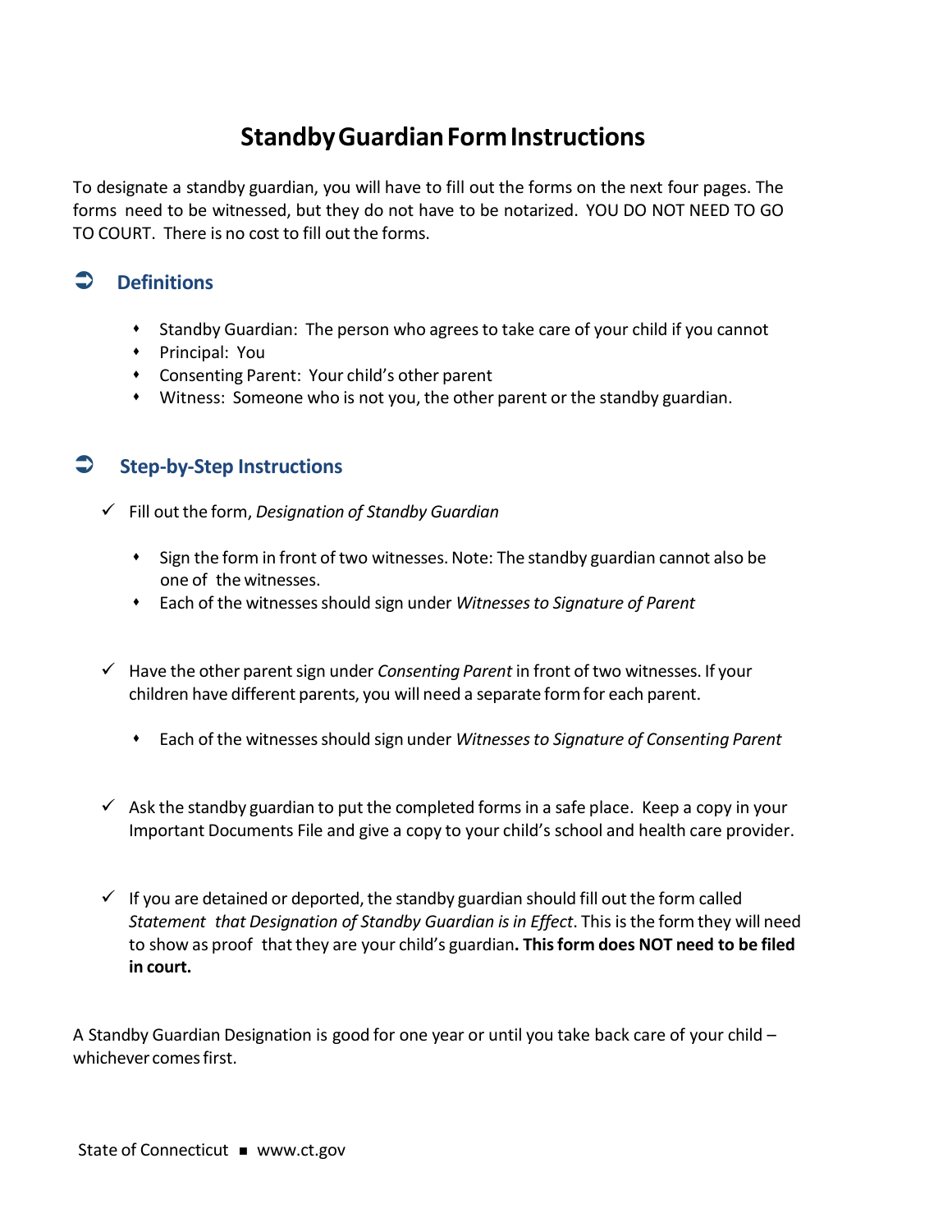# Standby Guardian Form Instructions

To designate a standby guardian, you will have to fill out the forms on the next four pages. The forms need to be witnessed, but they do not have to be notarized. YOU DO NOT NEED TO GO TO COURT. There is no cost to fill out the forms.

## Definitions

- Standby Guardian: The person who agrees to take care of your child if you cannot
- Principal: You
- Consenting Parent: Your child's other parent
- Witness: Someone who is not you, the other parent or the standby guardian.

## Step-by-Step Instructions

- ✓ Fill out the form, *Designation of Standby Guardian*
  - Sign the form in front of two witnesses. Note: The standby guardian cannot also be one of the witnesses.
  - Each of the witnesses should sign under *Witnesses to Signature of Parent*

- ✓ Have the other parent sign under *Consenting Parent* in front of two witnesses. If your children have different parents, you will need a separate form for each parent.
  - Each of the witnesses should sign under *Witnesses to Signature of Consenting Parent*

- ✓ Ask the standby guardian to put the completed forms in a safe place. Keep a copy in your Important Documents File and give a copy to your child's school and health care provider.

- ✓ If you are detained or deported, the standby guardian should fill out the form called *Statement that Designation of Standby Guardian is in Effect*. This is the form they will need to show as proof that they are your child's guardian**. This form does NOT need to be filed in court.**

A Standby Guardian Designation is good for one year or until you take back care of your child – whichever comes first.

State of Connecticut ■ www.ct.gov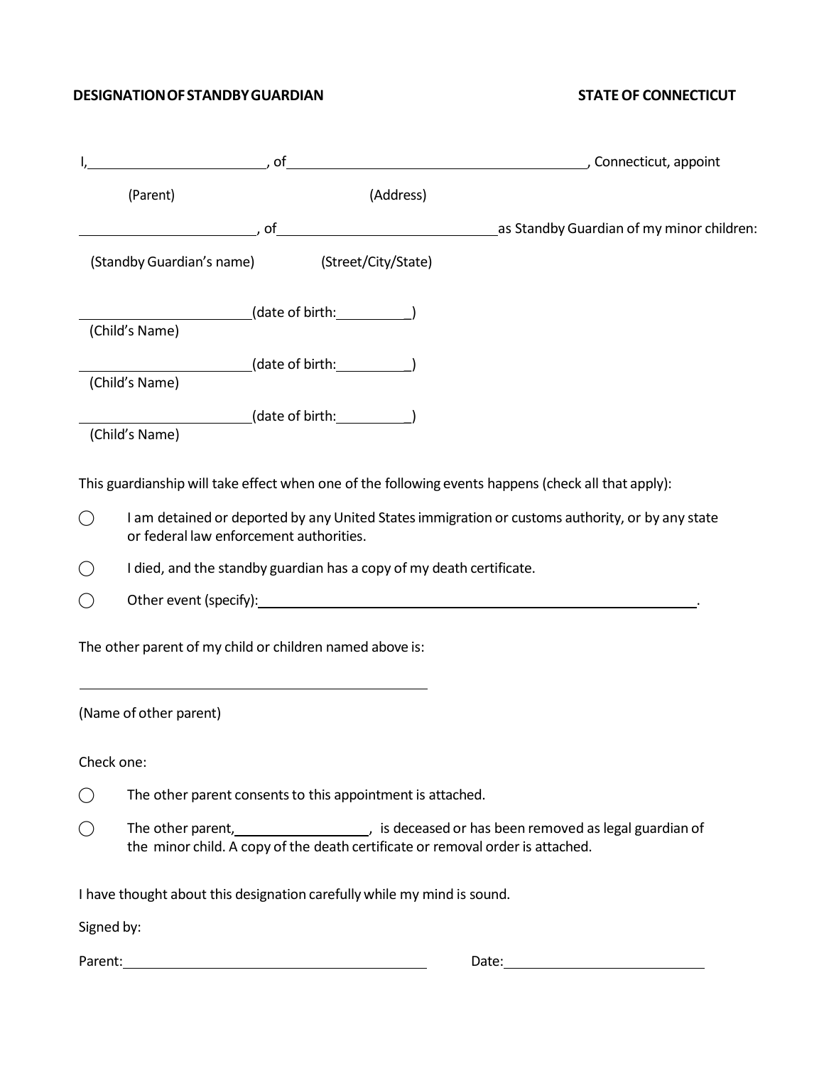**DESIGNATION OF STANDBY GUARDIAN** **STATE OF CONNECTICUT**

I, ________________________, of ____________________________________________, Connecticut, appoint

(Parent) (Address)

________________________, of ______________________________ as Standby Guardian of my minor children:

(Standby Guardian's name) (Street/City/State)

________________________ (date of birth: __________)
(Child's Name)

________________________ (date of birth: __________)
(Child's Name)

________________________ (date of birth: __________)
(Child's Name)

This guardianship will take effect when one of the following events happens (check all that apply):

◯ I am detained or deported by any United States immigration or customs authority, or by any state or federal law enforcement authorities.

◯ I died, and the standby guardian has a copy of my death certificate.

◯ Other event (specify): ________________________________________________________________.

The other parent of my child or children named above is:

__________________________________________________

(Name of other parent)

Check one:

◯ The other parent consents to this appointment is attached.

◯ The other parent, __________________, is deceased or has been removed as legal guardian of the minor child. A copy of the death certificate or removal order is attached.

I have thought about this designation carefully while my mind is sound.

Signed by:

Parent: ____________________________________________ Date: ____________________________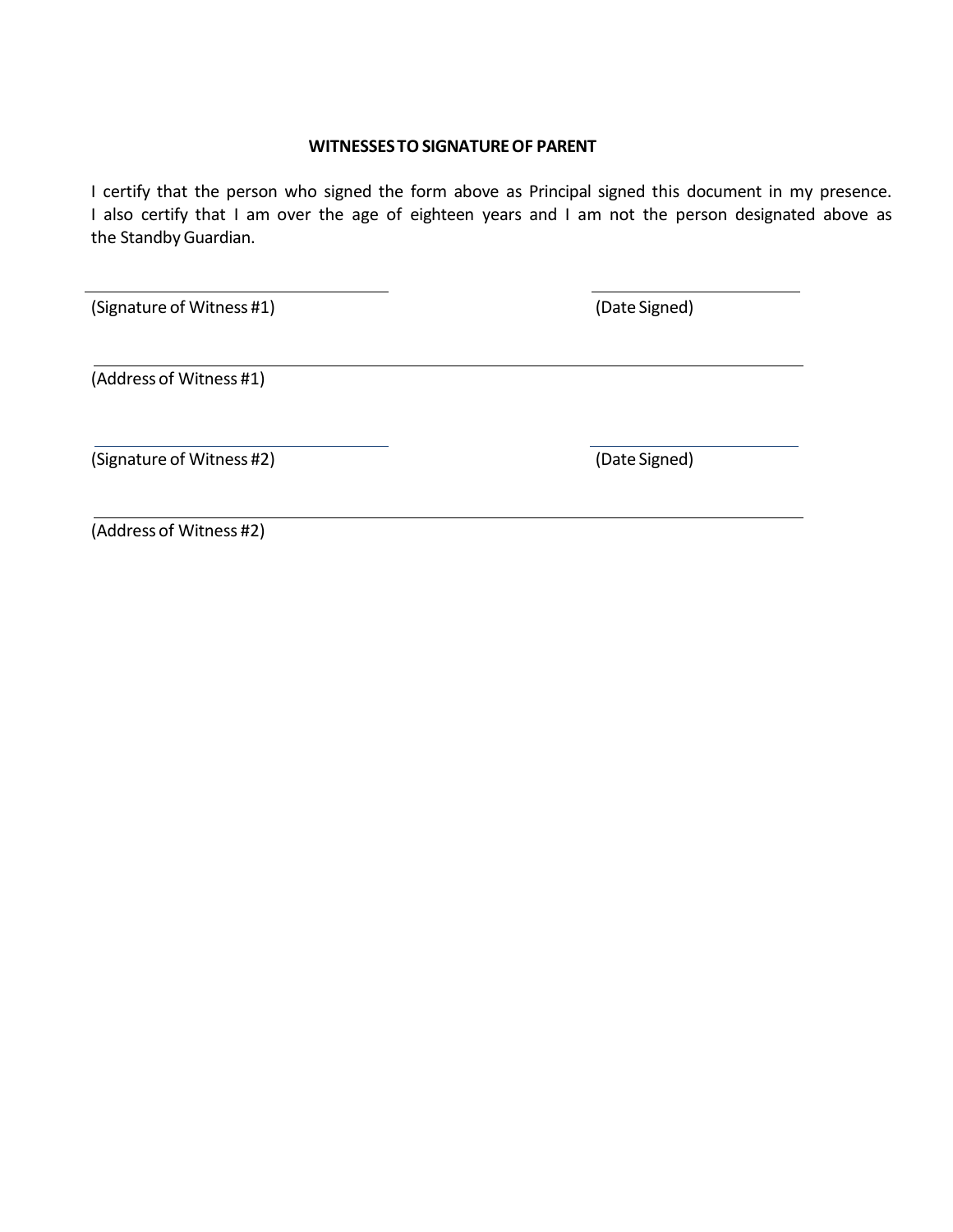**WITNESSES TO SIGNATURE OF PARENT**

I certify that the person who signed the form above as Principal signed this document in my presence. I also certify that I am over the age of eighteen years and I am not the person designated above as the Standby Guardian.

\_\_\_\_\_\_\_\_\_\_\_\_\_\_\_\_\_\_\_\_\_\_\_\_\_\_\_\_\_\_\_\_ \_\_\_\_\_\_\_\_\_\_\_\_\_\_\_\_\_\_\_\_\_\_

(Signature of Witness #1) (Date Signed)

\_\_\_\_\_\_\_\_\_\_\_\_\_\_\_\_\_\_\_\_\_\_\_\_\_\_\_\_\_\_\_\_\_\_\_\_\_\_\_\_\_\_\_\_\_\_\_\_\_\_\_\_\_\_\_\_\_\_\_\_\_\_\_\_\_\_\_\_\_\_\_\_

(Address of Witness #1)

\_\_\_\_\_\_\_\_\_\_\_\_\_\_\_\_\_\_\_\_\_\_\_\_\_\_\_\_\_\_\_\_ \_\_\_\_\_\_\_\_\_\_\_\_\_\_\_\_\_\_\_\_\_\_

(Signature of Witness #2) (Date Signed)

\_\_\_\_\_\_\_\_\_\_\_\_\_\_\_\_\_\_\_\_\_\_\_\_\_\_\_\_\_\_\_\_\_\_\_\_\_\_\_\_\_\_\_\_\_\_\_\_\_\_\_\_\_\_\_\_\_\_\_\_\_\_\_\_\_\_\_\_\_\_\_\_

(Address of Witness #2)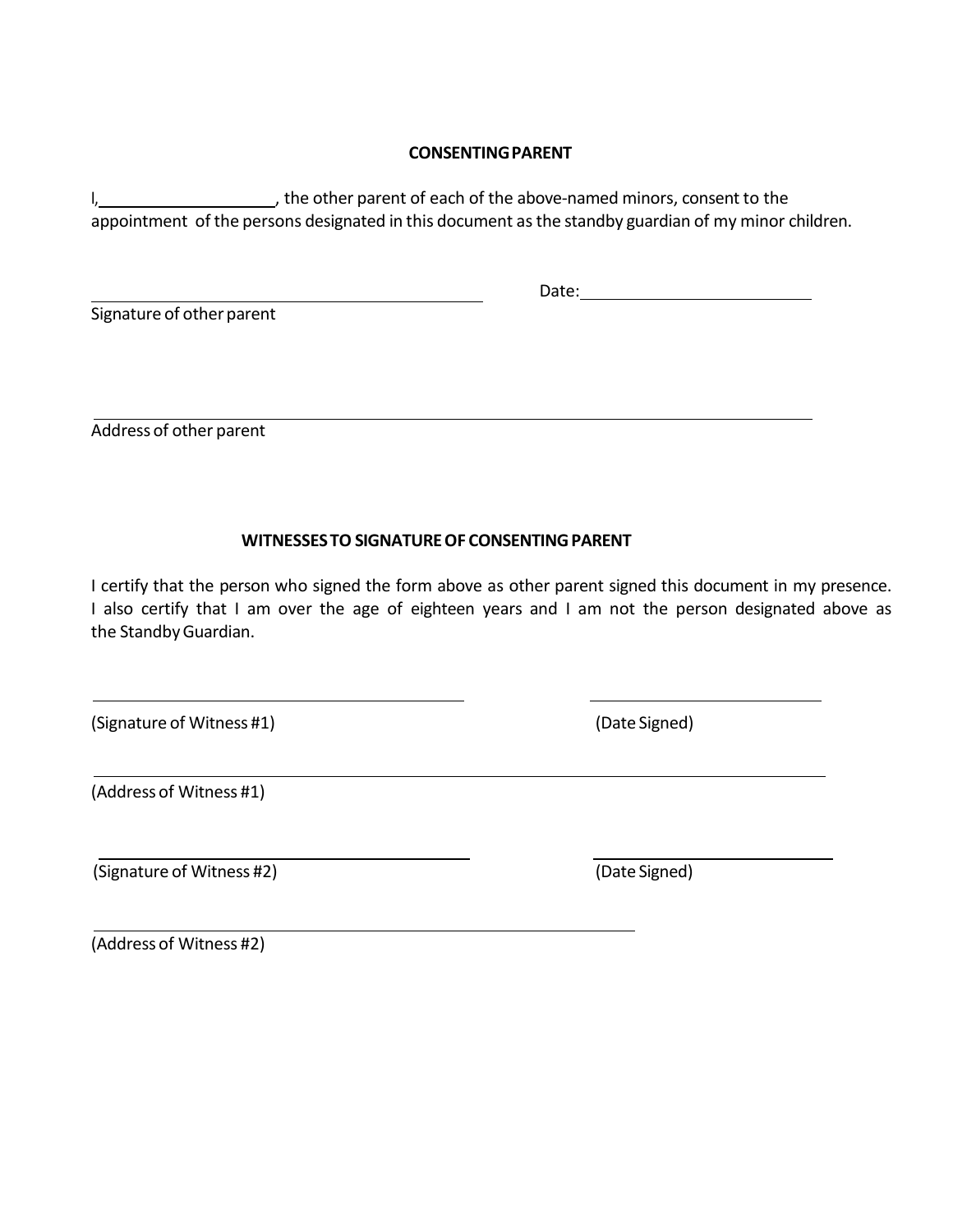## CONSENTING PARENT

I, ____________________, the other parent of each of the above-named minors, consent to the appointment of the persons designated in this document as the standby guardian of my minor children.

_____________________________________________ Date: __________________________

Signature of other parent

_____________________________________________________________________________

Address of other parent

## WITNESSES TO SIGNATURE OF CONSENTING PARENT

I certify that the person who signed the form above as other parent signed this document in my presence. I also certify that I am over the age of eighteen years and I am not the person designated above as the Standby Guardian.

_________________________________________ __________________________

(Signature of Witness #1) (Date Signed)

_____________________________________________________________________________

(Address of Witness #1)

_________________________________________ __________________________

(Signature of Witness #2) (Date Signed)

_____________________________________________________________

(Address of Witness #2)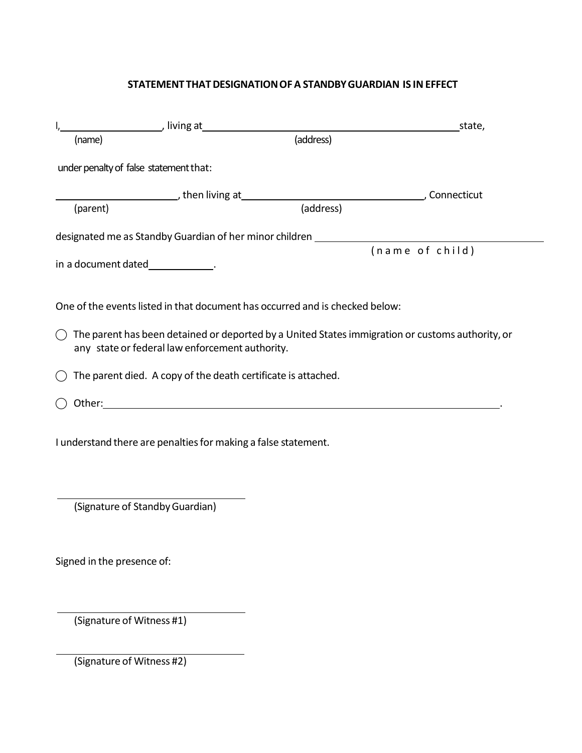## STATEMENT THAT DESIGNATION OF A STANDBY GUARDIAN IS IN EFFECT

I, ____________________, living at ________________________________________________ state,
(name) (address)

under penalty of false statement that:

________________________, then living at ____________________________________, Connecticut
(parent) (address)

designated me as Standby Guardian of her minor children ________________________________________
(name of child)

in a document dated ____________.

One of the events listed in that document has occurred and is checked below:

- ◯ The parent has been detained or deported by a United States immigration or customs authority, or any state or federal law enforcement authority.
- ◯ The parent died. A copy of the death certificate is attached.
- ◯ Other: ______________________________________________________________________.

I understand there are penalties for making a false statement.

______________________________
(Signature of Standby Guardian)

Signed in the presence of:

______________________________
(Signature of Witness #1)

______________________________
(Signature of Witness #2)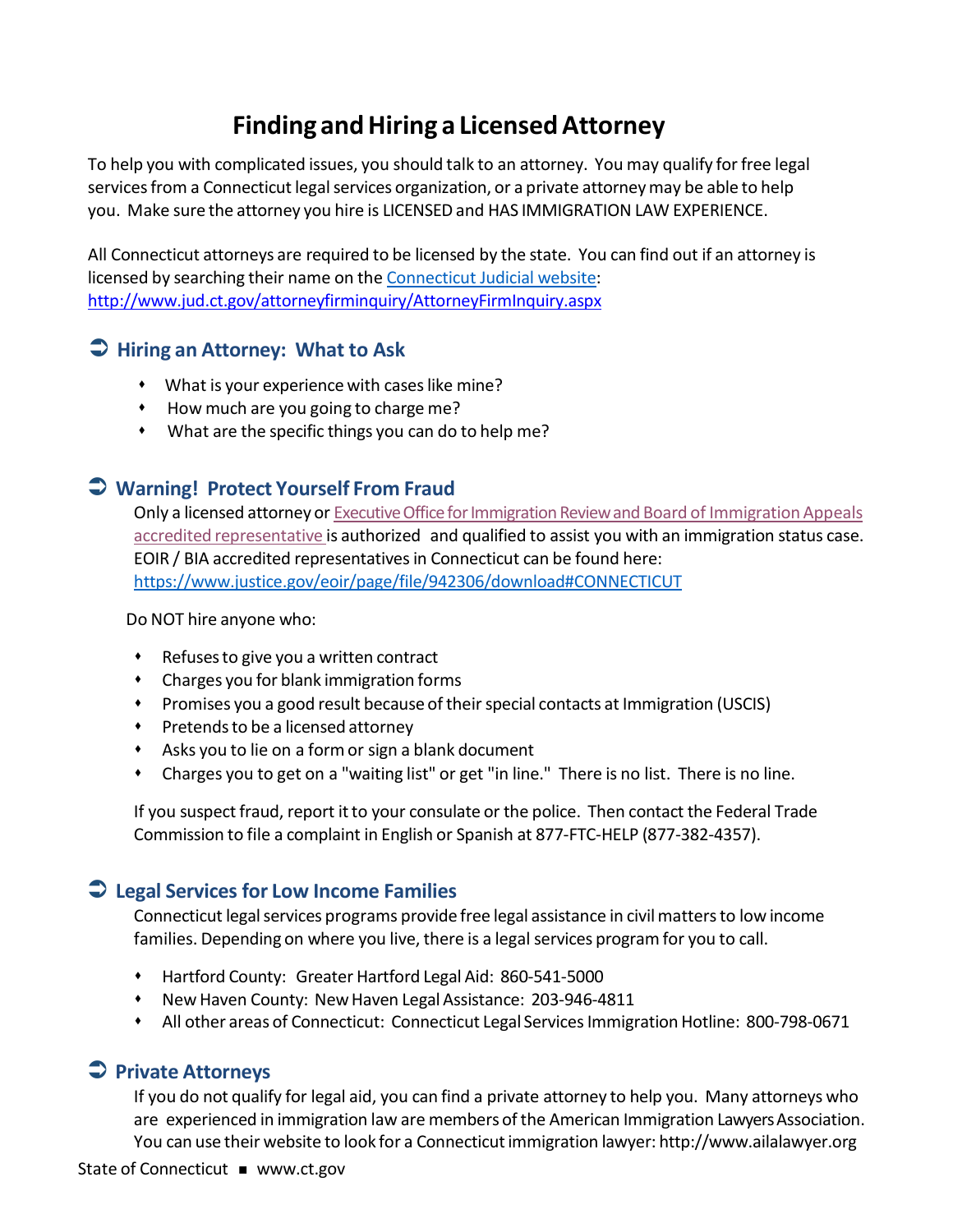# Finding and Hiring a Licensed Attorney

To help you with complicated issues, you should talk to an attorney. You may qualify for free legal services from a Connecticut legal services organization, or a private attorney may be able to help you. Make sure the attorney you hire is LICENSED and HAS IMMIGRATION LAW EXPERIENCE.

All Connecticut attorneys are required to be licensed by the state. You can find out if an attorney is licensed by searching their name on the Connecticut Judicial website: http://www.jud.ct.gov/attorneyfirminquiry/AttorneyFirmInquiry.aspx

## Hiring an Attorney: What to Ask

- What is your experience with cases like mine?
- How much are you going to charge me?
- What are the specific things you can do to help me?

## Warning! Protect Yourself From Fraud

Only a licensed attorney or Executive Office for Immigration Review and Board of Immigration Appeals accredited representative is authorized and qualified to assist you with an immigration status case. EOIR / BIA accredited representatives in Connecticut can be found here: https://www.justice.gov/eoir/page/file/942306/download#CONNECTICUT

Do NOT hire anyone who:

- Refuses to give you a written contract
- Charges you for blank immigration forms
- Promises you a good result because of their special contacts at Immigration (USCIS)
- Pretends to be a licensed attorney
- Asks you to lie on a form or sign a blank document
- Charges you to get on a "waiting list" or get "in line." There is no list. There is no line.

If you suspect fraud, report it to your consulate or the police. Then contact the Federal Trade Commission to file a complaint in English or Spanish at 877-FTC-HELP (877-382-4357).

## Legal Services for Low Income Families

Connecticut legal services programs provide free legal assistance in civil matters to low income families. Depending on where you live, there is a legal services program for you to call.

- Hartford County: Greater Hartford Legal Aid: 860-541-5000
- New Haven County: New Haven Legal Assistance: 203-946-4811
- All other areas of Connecticut: Connecticut Legal Services Immigration Hotline: 800-798-0671

## Private Attorneys

If you do not qualify for legal aid, you can find a private attorney to help you. Many attorneys who are experienced in immigration law are members of the American Immigration Lawyers Association. You can use their website to look for a Connecticut immigration lawyer: http://www.ailalawyer.org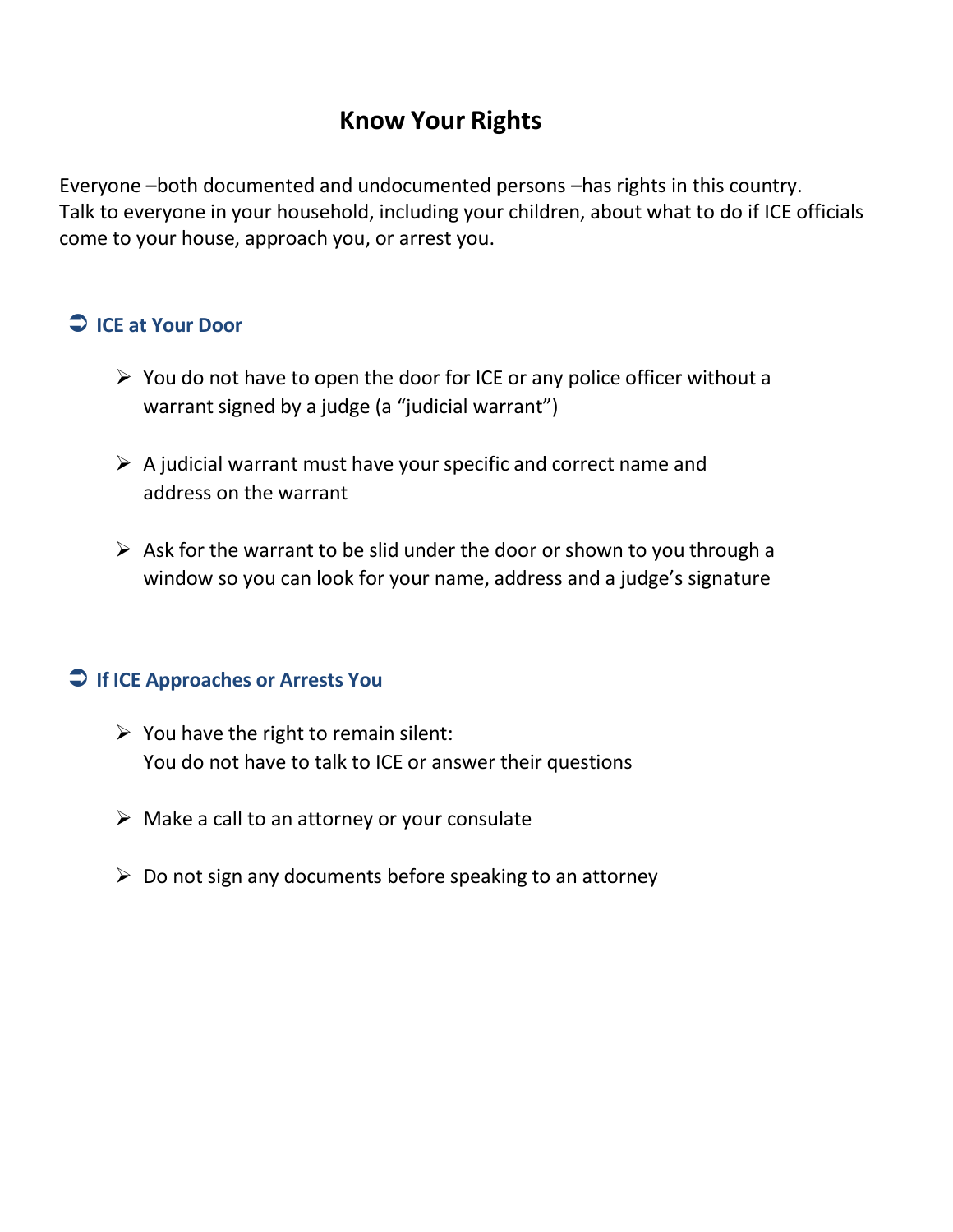# Know Your Rights

Everyone –both documented and undocumented persons –has rights in this country. Talk to everyone in your household, including your children, about what to do if ICE officials come to your house, approach you, or arrest you.

## ICE at Your Door

- You do not have to open the door for ICE or any police officer without a warrant signed by a judge (a "judicial warrant")
- A judicial warrant must have your specific and correct name and address on the warrant
- Ask for the warrant to be slid under the door or shown to you through a window so you can look for your name, address and a judge's signature

## If ICE Approaches or Arrests You

- You have the right to remain silent:
  You do not have to talk to ICE or answer their questions
- Make a call to an attorney or your consulate
- Do not sign any documents before speaking to an attorney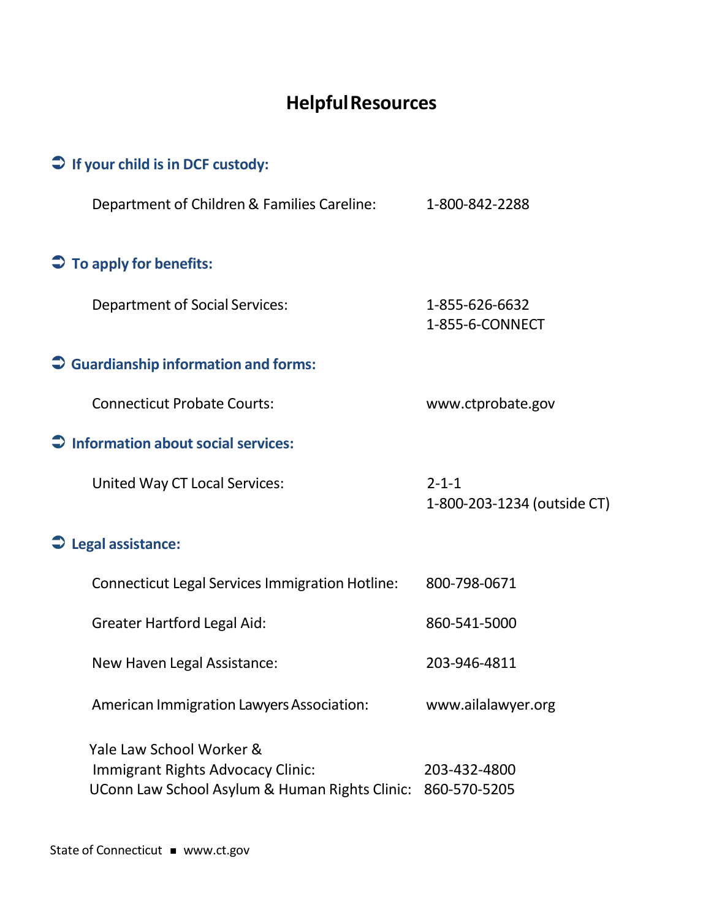# Helpful Resources

## ➲ If your child is in DCF custody:

Department of Children & Families Careline: 1-800-842-2288

## ➲ To apply for benefits:

Department of Social Services: 1-855-626-6632
1-855-6-CONNECT

## ➲ Guardianship information and forms:

Connecticut Probate Courts: www.ctprobate.gov

## ➲ Information about social services:

United Way CT Local Services: 2-1-1
1-800-203-1234 (outside CT)

## ➲ Legal assistance:

Connecticut Legal Services Immigration Hotline: 800-798-0671

Greater Hartford Legal Aid: 860-541-5000

New Haven Legal Assistance: 203-946-4811

American Immigration Lawyers Association: www.ailalawyer.org

Yale Law School Worker & Immigrant Rights Advocacy Clinic: 203-432-4800
UConn Law School Asylum & Human Rights Clinic: 860-570-5205

State of Connecticut ▪ www.ct.gov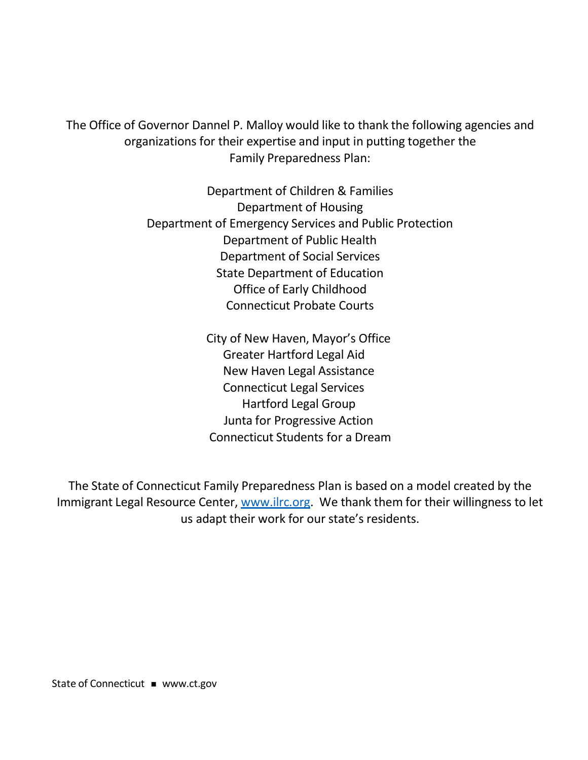The Office of Governor Dannel P. Malloy would like to thank the following agencies and organizations for their expertise and input in putting together the Family Preparedness Plan:

Department of Children & Families
Department of Housing
Department of Emergency Services and Public Protection
Department of Public Health
Department of Social Services
State Department of Education
Office of Early Childhood
Connecticut Probate Courts

City of New Haven, Mayor's Office
Greater Hartford Legal Aid
New Haven Legal Assistance
Connecticut Legal Services
Hartford Legal Group
Junta for Progressive Action
Connecticut Students for a Dream

The State of Connecticut Family Preparedness Plan is based on a model created by the Immigrant Legal Resource Center, [www.ilrc.org](http://www.ilrc.org). We thank them for their willingness to let us adapt their work for our state's residents.